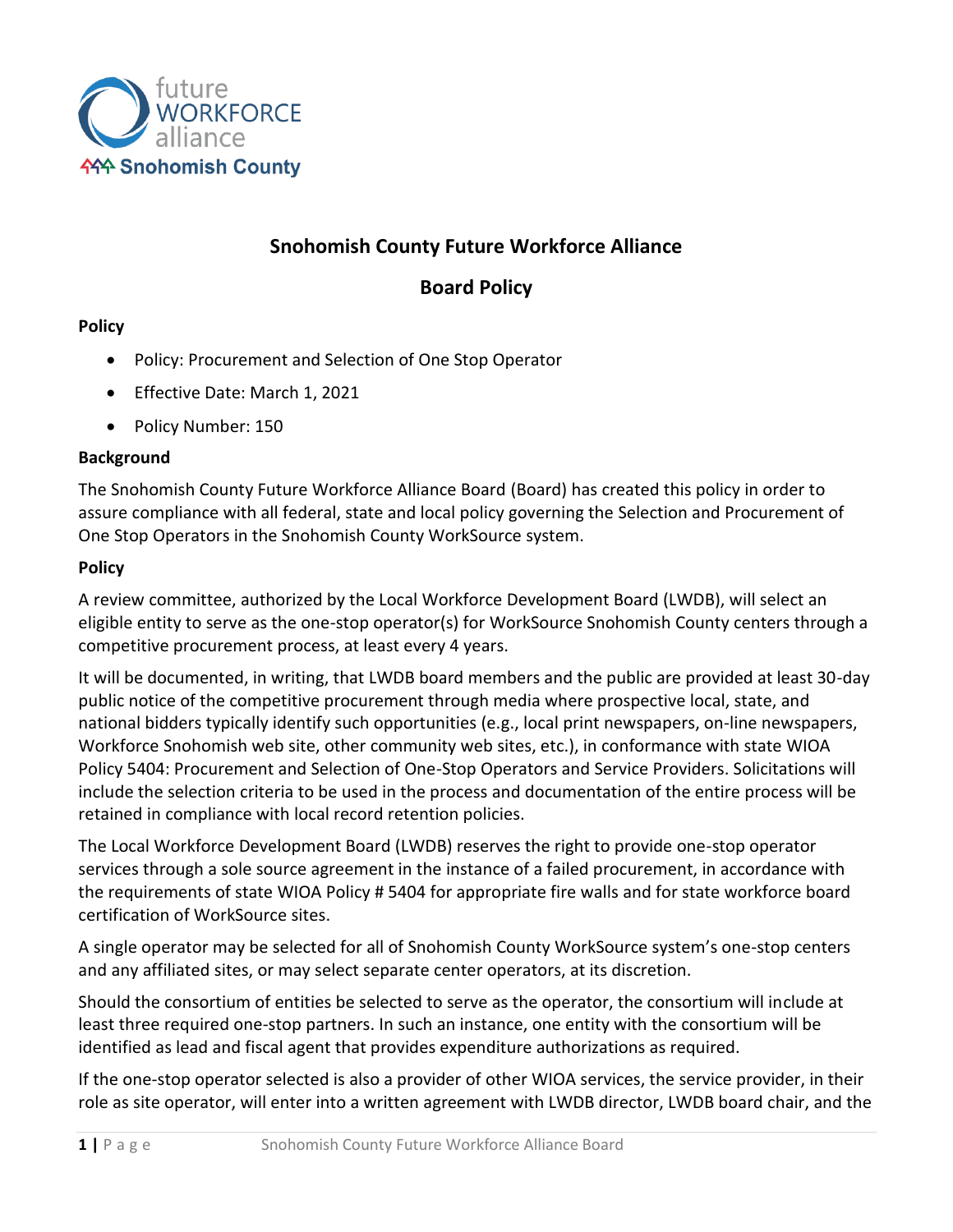# Snohomish County Future Workforce Alliance

## Board Policy

**Policy**

- Policy: Procurement and Selection of One Stop Operator
- Effective Date: March 1, 2021
- Policy Number: 150

**Background**

The Snohomish County Future Workforce Alliance Board (Board) has created this policy in order to assure compliance with all federal, state and local policy governing the Selection and Procurement of One Stop Operators in the Snohomish County WorkSource system.

**Policy**

A review committee, authorized by the Local Workforce Development Board (LWDB), will select an eligible entity to serve as the one-stop operator(s) for WorkSource Snohomish County centers through a competitive procurement process, at least every 4 years.

It will be documented, in writing, that LWDB board members and the public are provided at least 30-day public notice of the competitive procurement through media where prospective local, state, and national bidders typically identify such opportunities (e.g., local print newspapers, on-line newspapers, Workforce Snohomish web site, other community web sites, etc.), in conformance with state WIOA Policy 5404: Procurement and Selection of One-Stop Operators and Service Providers. Solicitations will include the selection criteria to be used in the process and documentation of the entire process will be retained in compliance with local record retention policies.

The Local Workforce Development Board (LWDB) reserves the right to provide one-stop operator services through a sole source agreement in the instance of a failed procurement, in accordance with the requirements of state WIOA Policy # 5404 for appropriate fire walls and for state workforce board certification of WorkSource sites.

A single operator may be selected for all of Snohomish County WorkSource system's one-stop centers and any affiliated sites, or may select separate center operators, at its discretion.

Should the consortium of entities be selected to serve as the operator, the consortium will include at least three required one-stop partners. In such an instance, one entity with the consortium will be identified as lead and fiscal agent that provides expenditure authorizations as required.

If the one-stop operator selected is also a provider of other WIOA services, the service provider, in their role as site operator, will enter into a written agreement with LWDB director, LWDB board chair, and the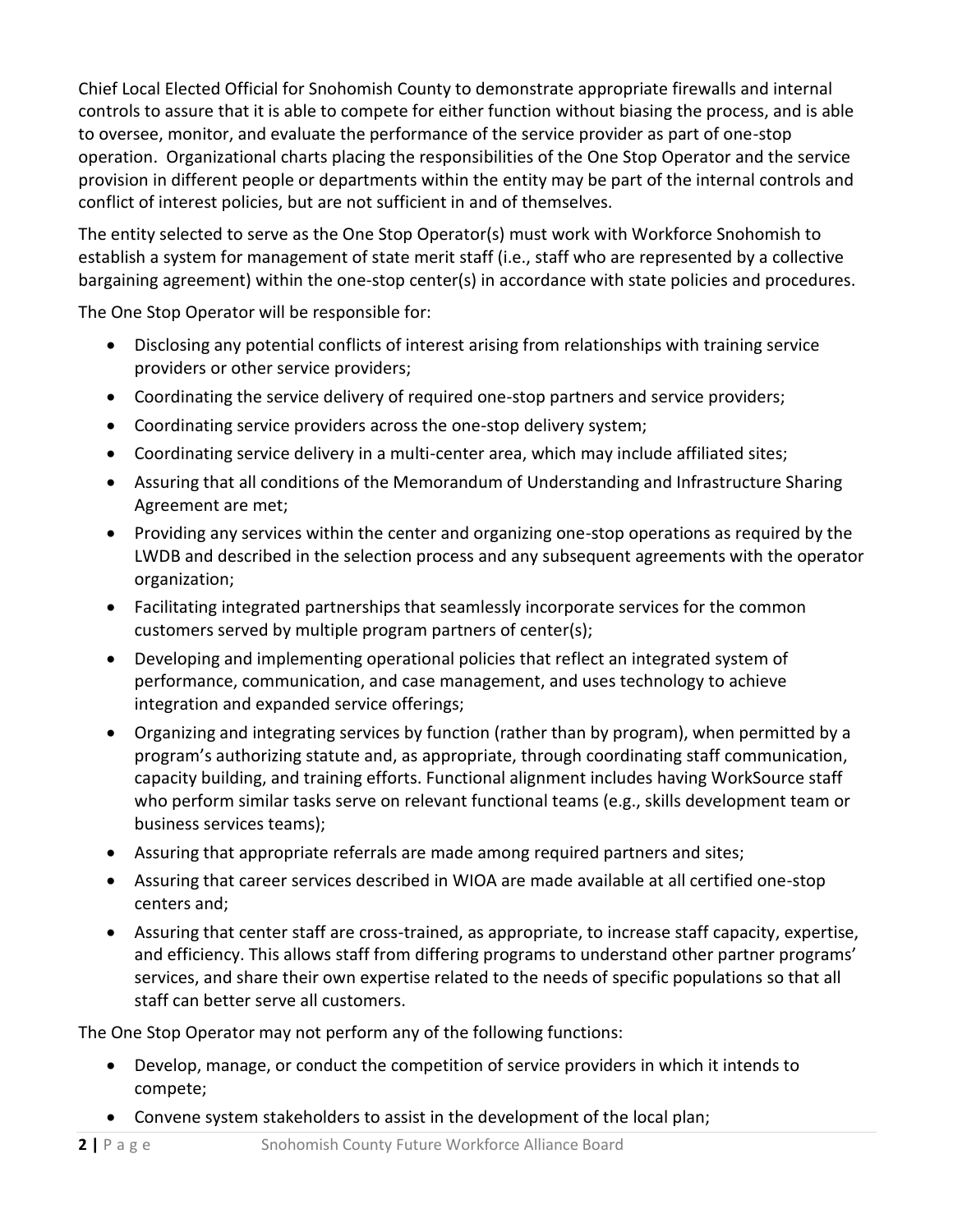Chief Local Elected Official for Snohomish County to demonstrate appropriate firewalls and internal controls to assure that it is able to compete for either function without biasing the process, and is able to oversee, monitor, and evaluate the performance of the service provider as part of one-stop operation. Organizational charts placing the responsibilities of the One Stop Operator and the service provision in different people or departments within the entity may be part of the internal controls and conflict of interest policies, but are not sufficient in and of themselves.

The entity selected to serve as the One Stop Operator(s) must work with Workforce Snohomish to establish a system for management of state merit staff (i.e., staff who are represented by a collective bargaining agreement) within the one-stop center(s) in accordance with state policies and procedures.

The One Stop Operator will be responsible for:

- Disclosing any potential conflicts of interest arising from relationships with training service providers or other service providers;
- Coordinating the service delivery of required one-stop partners and service providers;
- Coordinating service providers across the one-stop delivery system;
- Coordinating service delivery in a multi-center area, which may include affiliated sites;
- Assuring that all conditions of the Memorandum of Understanding and Infrastructure Sharing Agreement are met;
- Providing any services within the center and organizing one-stop operations as required by the LWDB and described in the selection process and any subsequent agreements with the operator organization;
- Facilitating integrated partnerships that seamlessly incorporate services for the common customers served by multiple program partners of center(s);
- Developing and implementing operational policies that reflect an integrated system of performance, communication, and case management, and uses technology to achieve integration and expanded service offerings;
- Organizing and integrating services by function (rather than by program), when permitted by a program's authorizing statute and, as appropriate, through coordinating staff communication, capacity building, and training efforts. Functional alignment includes having WorkSource staff who perform similar tasks serve on relevant functional teams (e.g., skills development team or business services teams);
- Assuring that appropriate referrals are made among required partners and sites;
- Assuring that career services described in WIOA are made available at all certified one-stop centers and;
- Assuring that center staff are cross-trained, as appropriate, to increase staff capacity, expertise, and efficiency. This allows staff from differing programs to understand other partner programs' services, and share their own expertise related to the needs of specific populations so that all staff can better serve all customers.

The One Stop Operator may not perform any of the following functions:

- Develop, manage, or conduct the competition of service providers in which it intends to compete;
- Convene system stakeholders to assist in the development of the local plan;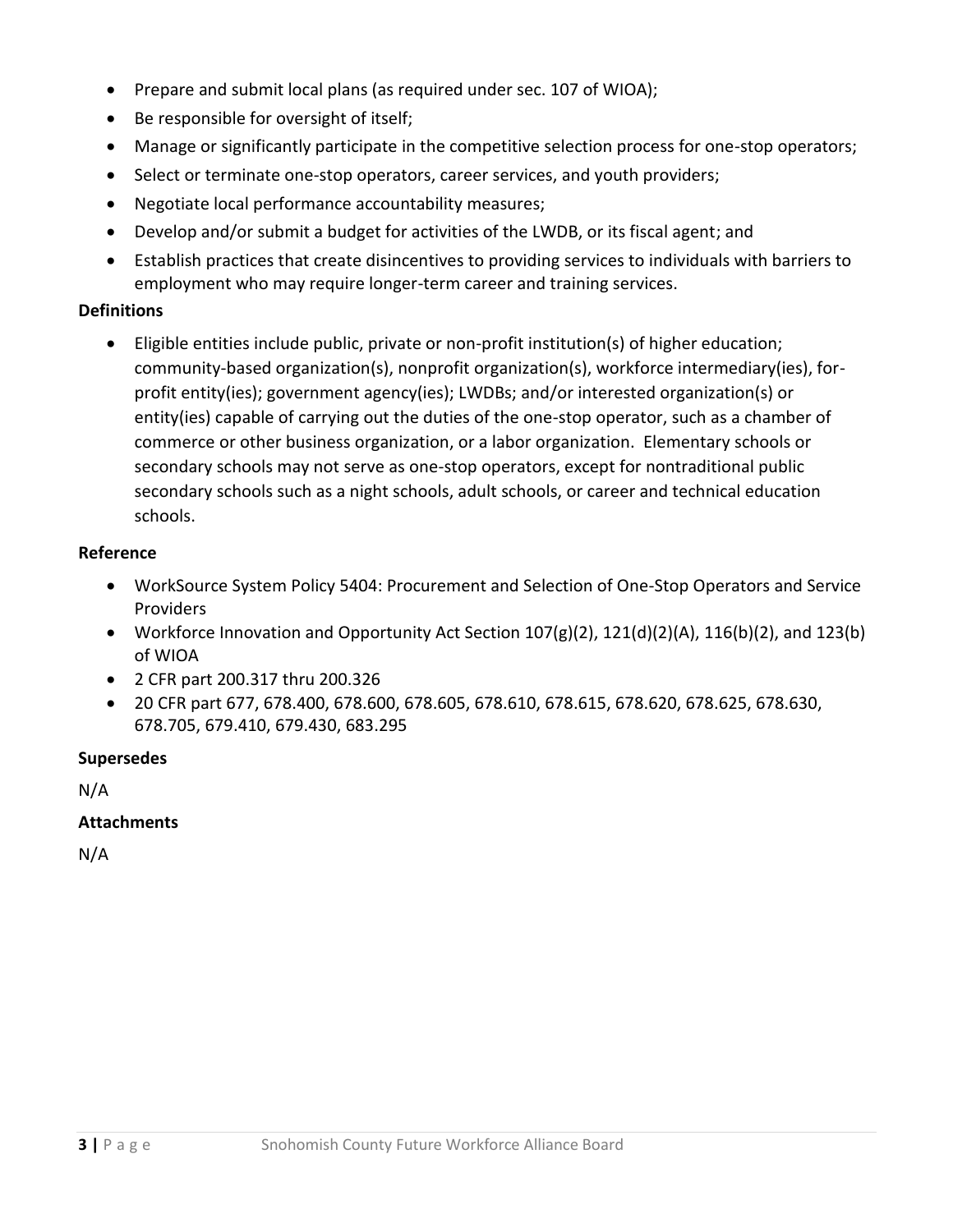- Prepare and submit local plans (as required under sec. 107 of WIOA);
- Be responsible for oversight of itself;
- Manage or significantly participate in the competitive selection process for one-stop operators;
- Select or terminate one-stop operators, career services, and youth providers;
- Negotiate local performance accountability measures;
- Develop and/or submit a budget for activities of the LWDB, or its fiscal agent; and
- Establish practices that create disincentives to providing services to individuals with barriers to employment who may require longer-term career and training services.

**Definitions**

- Eligible entities include public, private or non-profit institution(s) of higher education; community-based organization(s), nonprofit organization(s), workforce intermediary(ies), for-profit entity(ies); government agency(ies); LWDBs; and/or interested organization(s) or entity(ies) capable of carrying out the duties of the one-stop operator, such as a chamber of commerce or other business organization, or a labor organization. Elementary schools or secondary schools may not serve as one-stop operators, except for nontraditional public secondary schools such as a night schools, adult schools, or career and technical education schools.

**Reference**

- WorkSource System Policy 5404: Procurement and Selection of One-Stop Operators and Service Providers
- Workforce Innovation and Opportunity Act Section 107(g)(2), 121(d)(2)(A), 116(b)(2), and 123(b) of WIOA
- 2 CFR part 200.317 thru 200.326
- 20 CFR part 677, 678.400, 678.600, 678.605, 678.610, 678.615, 678.620, 678.625, 678.630, 678.705, 679.410, 679.430, 683.295

**Supersedes**

N/A

**Attachments**

N/A